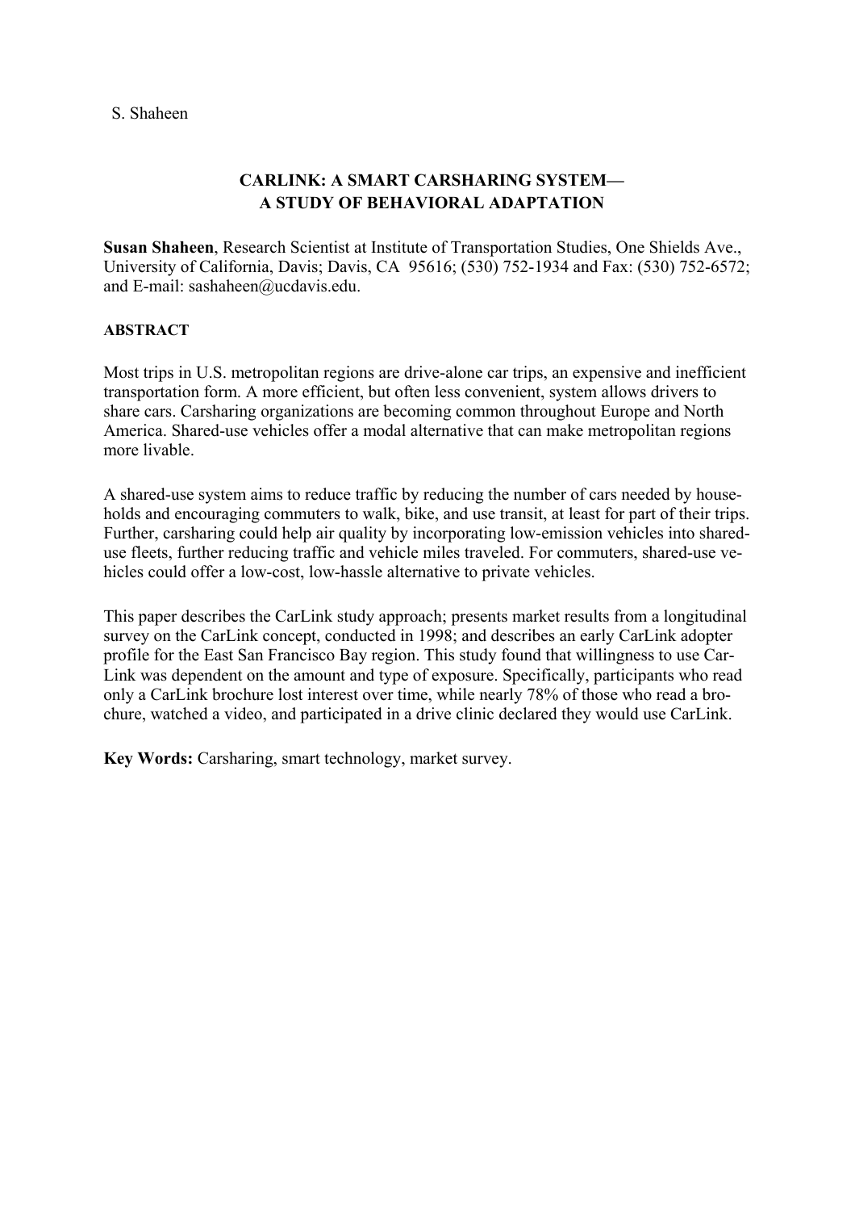# CARLINK: A SMART CARSHARING SYSTEM—
# A STUDY OF BEHAVIORAL ADAPTATION

**Susan Shaheen**, Research Scientist at Institute of Transportation Studies, One Shields Ave., University of California, Davis; Davis, CA 95616; (530) 752-1934 and Fax: (530) 752-6572; and E-mail: sashaheen@ucdavis.edu.

## ABSTRACT

Most trips in U.S. metropolitan regions are drive-alone car trips, an expensive and inefficient transportation form. A more efficient, but often less convenient, system allows drivers to share cars. Carsharing organizations are becoming common throughout Europe and North America. Shared-use vehicles offer a modal alternative that can make metropolitan regions more livable.

A shared-use system aims to reduce traffic by reducing the number of cars needed by households and encouraging commuters to walk, bike, and use transit, at least for part of their trips. Further, carsharing could help air quality by incorporating low-emission vehicles into shared-use fleets, further reducing traffic and vehicle miles traveled. For commuters, shared-use vehicles could offer a low-cost, low-hassle alternative to private vehicles.

This paper describes the CarLink study approach; presents market results from a longitudinal survey on the CarLink concept, conducted in 1998; and describes an early CarLink adopter profile for the East San Francisco Bay region. This study found that willingness to use CarLink was dependent on the amount and type of exposure. Specifically, participants who read only a CarLink brochure lost interest over time, while nearly 78% of those who read a brochure, watched a video, and participated in a drive clinic declared they would use CarLink.

**Key Words:** Carsharing, smart technology, market survey.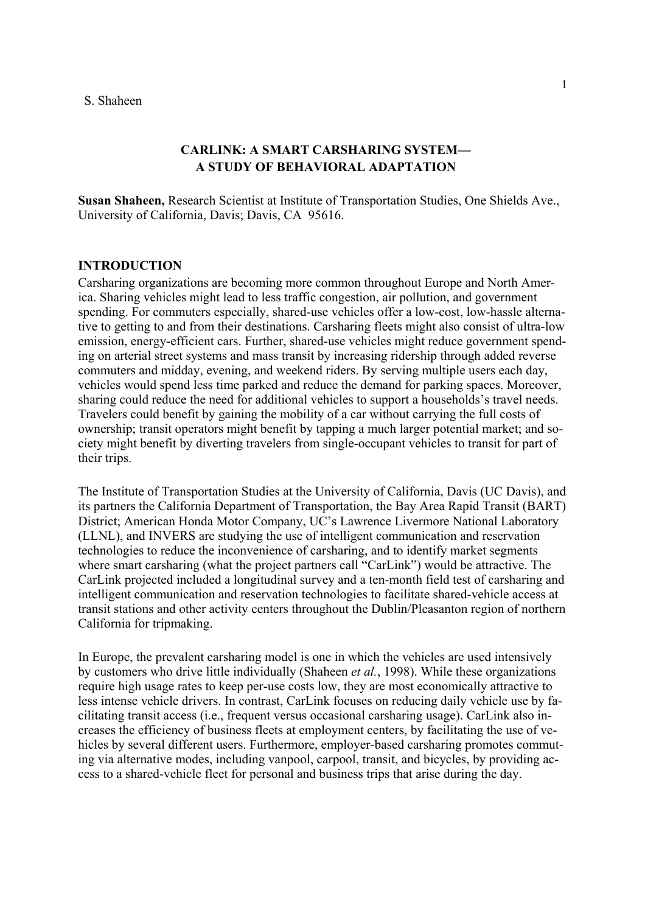**CARLINK: A SMART CARSHARING SYSTEM— A STUDY OF BEHAVIORAL ADAPTATION**

**Susan Shaheen,** Research Scientist at Institute of Transportation Studies, One Shields Ave., University of California, Davis; Davis, CA 95616.

## INTRODUCTION

Carsharing organizations are becoming more common throughout Europe and North America. Sharing vehicles might lead to less traffic congestion, air pollution, and government spending. For commuters especially, shared-use vehicles offer a low-cost, low-hassle alternative to getting to and from their destinations. Carsharing fleets might also consist of ultra-low emission, energy-efficient cars. Further, shared-use vehicles might reduce government spending on arterial street systems and mass transit by increasing ridership through added reverse commuters and midday, evening, and weekend riders. By serving multiple users each day, vehicles would spend less time parked and reduce the demand for parking spaces. Moreover, sharing could reduce the need for additional vehicles to support a households's travel needs. Travelers could benefit by gaining the mobility of a car without carrying the full costs of ownership; transit operators might benefit by tapping a much larger potential market; and society might benefit by diverting travelers from single-occupant vehicles to transit for part of their trips.

The Institute of Transportation Studies at the University of California, Davis (UC Davis), and its partners the California Department of Transportation, the Bay Area Rapid Transit (BART) District; American Honda Motor Company, UC's Lawrence Livermore National Laboratory (LLNL), and INVERS are studying the use of intelligent communication and reservation technologies to reduce the inconvenience of carsharing, and to identify market segments where smart carsharing (what the project partners call "CarLink") would be attractive. The CarLink projected included a longitudinal survey and a ten-month field test of carsharing and intelligent communication and reservation technologies to facilitate shared-vehicle access at transit stations and other activity centers throughout the Dublin/Pleasanton region of northern California for tripmaking.

In Europe, the prevalent carsharing model is one in which the vehicles are used intensively by customers who drive little individually (Shaheen *et al.*, 1998). While these organizations require high usage rates to keep per-use costs low, they are most economically attractive to less intense vehicle drivers. In contrast, CarLink focuses on reducing daily vehicle use by facilitating transit access (i.e., frequent versus occasional carsharing usage). CarLink also increases the efficiency of business fleets at employment centers, by facilitating the use of vehicles by several different users. Furthermore, employer-based carsharing promotes commuting via alternative modes, including vanpool, carpool, transit, and bicycles, by providing access to a shared-vehicle fleet for personal and business trips that arise during the day.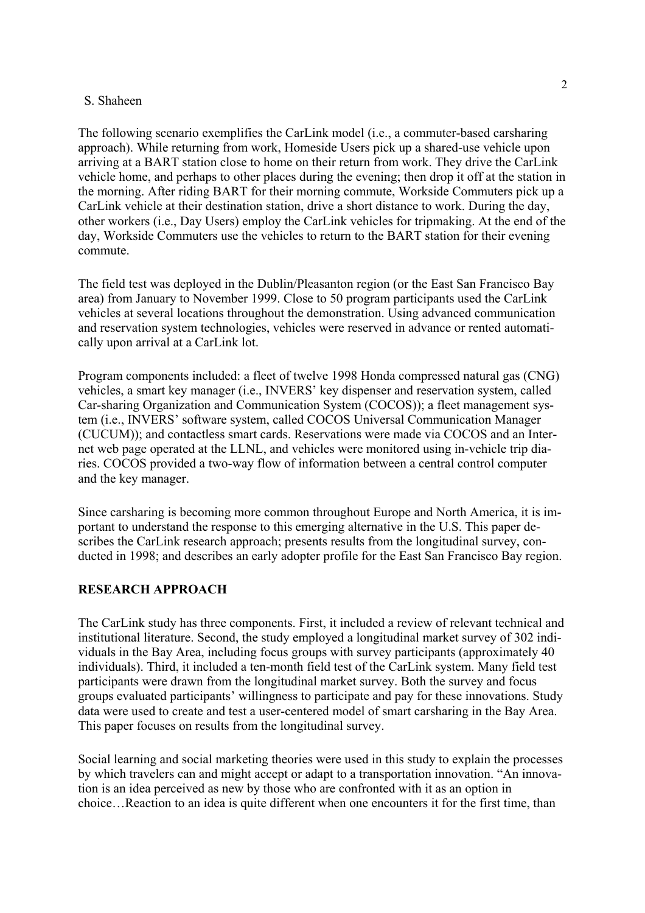The following scenario exemplifies the CarLink model (i.e., a commuter-based carsharing approach). While returning from work, Homeside Users pick up a shared-use vehicle upon arriving at a BART station close to home on their return from work. They drive the CarLink vehicle home, and perhaps to other places during the evening; then drop it off at the station in the morning. After riding BART for their morning commute, Workside Commuters pick up a CarLink vehicle at their destination station, drive a short distance to work. During the day, other workers (i.e., Day Users) employ the CarLink vehicles for tripmaking. At the end of the day, Workside Commuters use the vehicles to return to the BART station for their evening commute.

The field test was deployed in the Dublin/Pleasanton region (or the East San Francisco Bay area) from January to November 1999. Close to 50 program participants used the CarLink vehicles at several locations throughout the demonstration. Using advanced communication and reservation system technologies, vehicles were reserved in advance or rented automatically upon arrival at a CarLink lot.

Program components included: a fleet of twelve 1998 Honda compressed natural gas (CNG) vehicles, a smart key manager (i.e., INVERS' key dispenser and reservation system, called Car-sharing Organization and Communication System (COCOS)); a fleet management system (i.e., INVERS' software system, called COCOS Universal Communication Manager (CUCUM)); and contactless smart cards. Reservations were made via COCOS and an Internet web page operated at the LLNL, and vehicles were monitored using in-vehicle trip diaries. COCOS provided a two-way flow of information between a central control computer and the key manager.

Since carsharing is becoming more common throughout Europe and North America, it is important to understand the response to this emerging alternative in the U.S. This paper describes the CarLink research approach; presents results from the longitudinal survey, conducted in 1998; and describes an early adopter profile for the East San Francisco Bay region.

## RESEARCH APPROACH

The CarLink study has three components. First, it included a review of relevant technical and institutional literature. Second, the study employed a longitudinal market survey of 302 individuals in the Bay Area, including focus groups with survey participants (approximately 40 individuals). Third, it included a ten-month field test of the CarLink system. Many field test participants were drawn from the longitudinal market survey. Both the survey and focus groups evaluated participants' willingness to participate and pay for these innovations. Study data were used to create and test a user-centered model of smart carsharing in the Bay Area. This paper focuses on results from the longitudinal survey.

Social learning and social marketing theories were used in this study to explain the processes by which travelers can and might accept or adapt to a transportation innovation. "An innovation is an idea perceived as new by those who are confronted with it as an option in choice…Reaction to an idea is quite different when one encounters it for the first time, than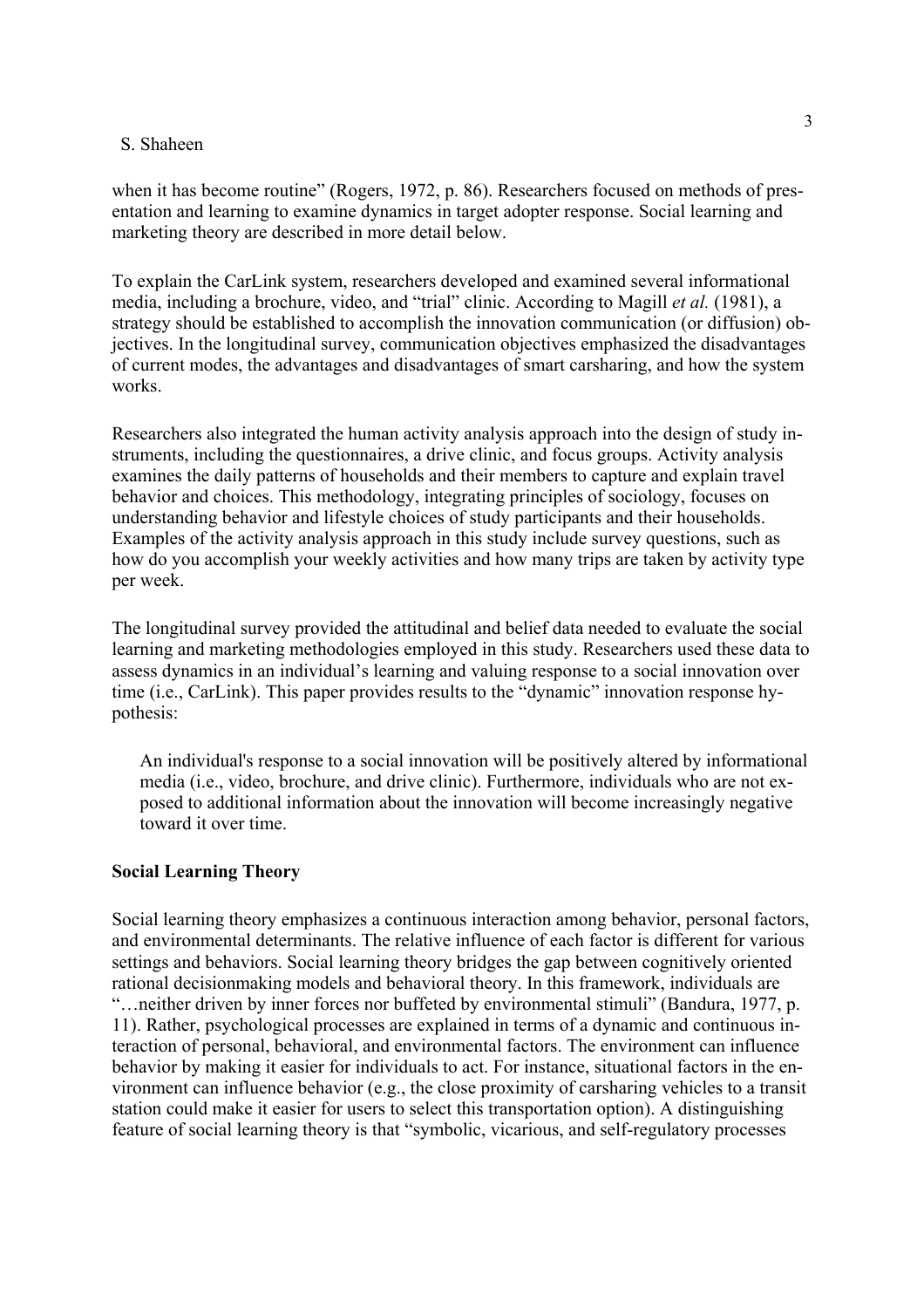when it has become routine" (Rogers, 1972, p. 86). Researchers focused on methods of presentation and learning to examine dynamics in target adopter response. Social learning and marketing theory are described in more detail below.

To explain the CarLink system, researchers developed and examined several informational media, including a brochure, video, and "trial" clinic. According to Magill *et al.* (1981), a strategy should be established to accomplish the innovation communication (or diffusion) objectives. In the longitudinal survey, communication objectives emphasized the disadvantages of current modes, the advantages and disadvantages of smart carsharing, and how the system works.

Researchers also integrated the human activity analysis approach into the design of study instruments, including the questionnaires, a drive clinic, and focus groups. Activity analysis examines the daily patterns of households and their members to capture and explain travel behavior and choices. This methodology, integrating principles of sociology, focuses on understanding behavior and lifestyle choices of study participants and their households. Examples of the activity analysis approach in this study include survey questions, such as how do you accomplish your weekly activities and how many trips are taken by activity type per week.

The longitudinal survey provided the attitudinal and belief data needed to evaluate the social learning and marketing methodologies employed in this study. Researchers used these data to assess dynamics in an individual's learning and valuing response to a social innovation over time (i.e., CarLink). This paper provides results to the "dynamic" innovation response hypothesis:

> An individual's response to a social innovation will be positively altered by informational media (i.e., video, brochure, and drive clinic). Furthermore, individuals who are not exposed to additional information about the innovation will become increasingly negative toward it over time.

**Social Learning Theory**

Social learning theory emphasizes a continuous interaction among behavior, personal factors, and environmental determinants. The relative influence of each factor is different for various settings and behaviors. Social learning theory bridges the gap between cognitively oriented rational decisionmaking models and behavioral theory. In this framework, individuals are "…neither driven by inner forces nor buffeted by environmental stimuli" (Bandura, 1977, p. 11). Rather, psychological processes are explained in terms of a dynamic and continuous interaction of personal, behavioral, and environmental factors. The environment can influence behavior by making it easier for individuals to act. For instance, situational factors in the environment can influence behavior (e.g., the close proximity of carsharing vehicles to a transit station could make it easier for users to select this transportation option). A distinguishing feature of social learning theory is that "symbolic, vicarious, and self-regulatory processes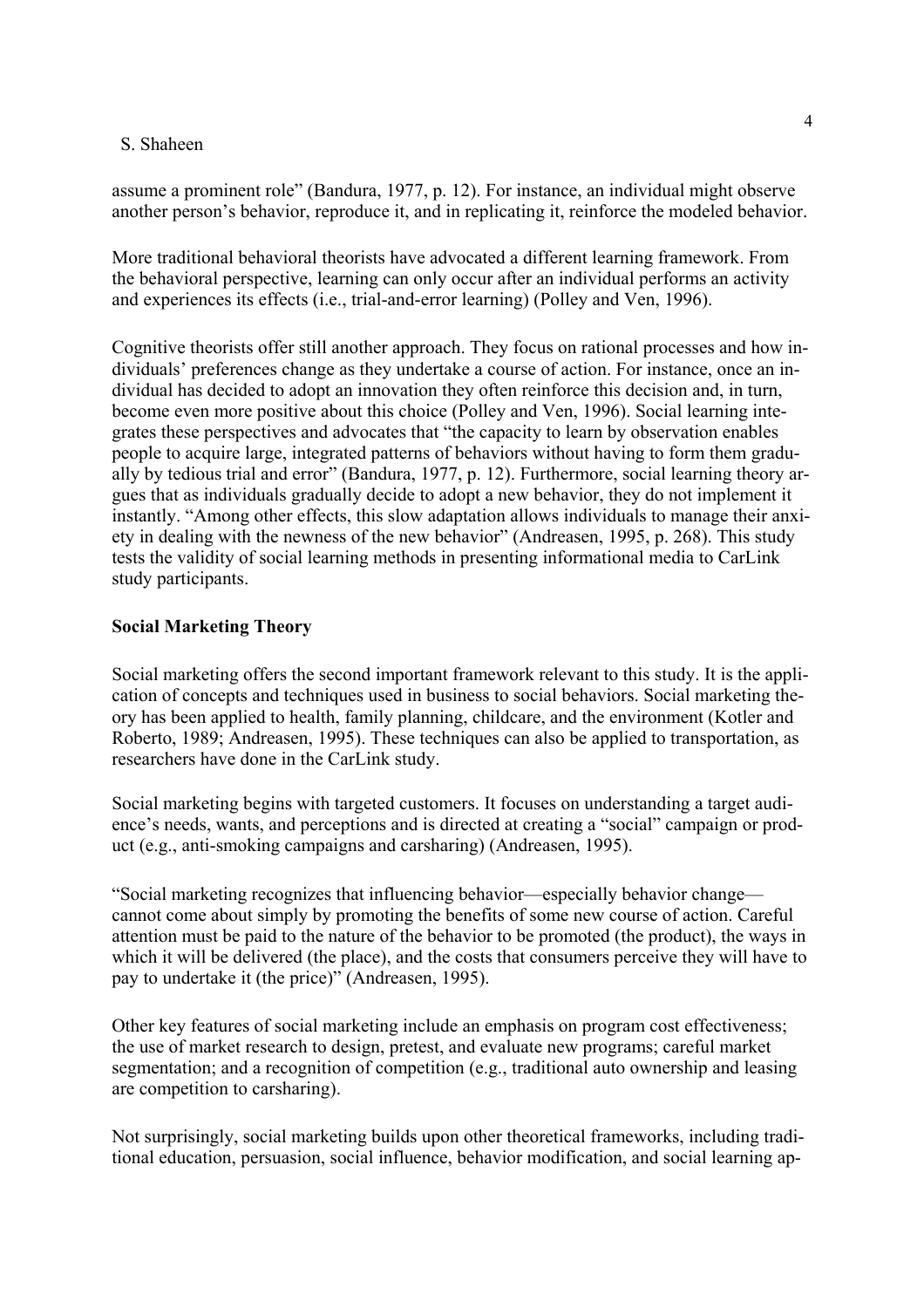assume a prominent role" (Bandura, 1977, p. 12). For instance, an individual might observe another person's behavior, reproduce it, and in replicating it, reinforce the modeled behavior.

More traditional behavioral theorists have advocated a different learning framework. From the behavioral perspective, learning can only occur after an individual performs an activity and experiences its effects (i.e., trial-and-error learning) (Polley and Ven, 1996).

Cognitive theorists offer still another approach. They focus on rational processes and how individuals' preferences change as they undertake a course of action. For instance, once an individual has decided to adopt an innovation they often reinforce this decision and, in turn, become even more positive about this choice (Polley and Ven, 1996). Social learning integrates these perspectives and advocates that "the capacity to learn by observation enables people to acquire large, integrated patterns of behaviors without having to form them gradually by tedious trial and error" (Bandura, 1977, p. 12). Furthermore, social learning theory argues that as individuals gradually decide to adopt a new behavior, they do not implement it instantly. "Among other effects, this slow adaptation allows individuals to manage their anxiety in dealing with the newness of the new behavior" (Andreasen, 1995, p. 268). This study tests the validity of social learning methods in presenting informational media to CarLink study participants.

**Social Marketing Theory**

Social marketing offers the second important framework relevant to this study. It is the application of concepts and techniques used in business to social behaviors. Social marketing theory has been applied to health, family planning, childcare, and the environment (Kotler and Roberto, 1989; Andreasen, 1995). These techniques can also be applied to transportation, as researchers have done in the CarLink study.

Social marketing begins with targeted customers. It focuses on understanding a target audience's needs, wants, and perceptions and is directed at creating a "social" campaign or product (e.g., anti-smoking campaigns and carsharing) (Andreasen, 1995).

"Social marketing recognizes that influencing behavior—especially behavior change—cannot come about simply by promoting the benefits of some new course of action. Careful attention must be paid to the nature of the behavior to be promoted (the product), the ways in which it will be delivered (the place), and the costs that consumers perceive they will have to pay to undertake it (the price)" (Andreasen, 1995).

Other key features of social marketing include an emphasis on program cost effectiveness; the use of market research to design, pretest, and evaluate new programs; careful market segmentation; and a recognition of competition (e.g., traditional auto ownership and leasing are competition to carsharing).

Not surprisingly, social marketing builds upon other theoretical frameworks, including traditional education, persuasion, social influence, behavior modification, and social learning ap-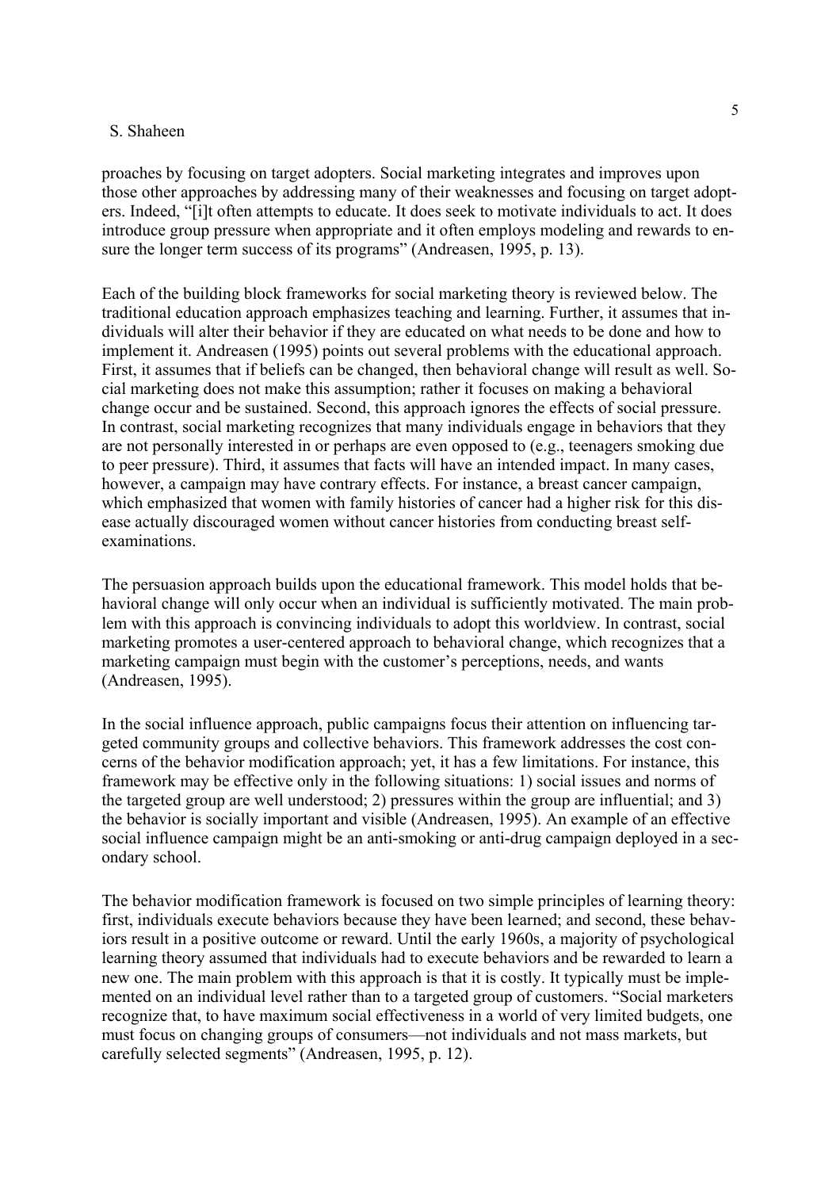proaches by focusing on target adopters. Social marketing integrates and improves upon those other approaches by addressing many of their weaknesses and focusing on target adopters. Indeed, "[i]t often attempts to educate. It does seek to motivate individuals to act. It does introduce group pressure when appropriate and it often employs modeling and rewards to ensure the longer term success of its programs" (Andreasen, 1995, p. 13).

Each of the building block frameworks for social marketing theory is reviewed below. The traditional education approach emphasizes teaching and learning. Further, it assumes that individuals will alter their behavior if they are educated on what needs to be done and how to implement it. Andreasen (1995) points out several problems with the educational approach. First, it assumes that if beliefs can be changed, then behavioral change will result as well. Social marketing does not make this assumption; rather it focuses on making a behavioral change occur and be sustained. Second, this approach ignores the effects of social pressure. In contrast, social marketing recognizes that many individuals engage in behaviors that they are not personally interested in or perhaps are even opposed to (e.g., teenagers smoking due to peer pressure). Third, it assumes that facts will have an intended impact. In many cases, however, a campaign may have contrary effects. For instance, a breast cancer campaign, which emphasized that women with family histories of cancer had a higher risk for this disease actually discouraged women without cancer histories from conducting breast self-examinations.

The persuasion approach builds upon the educational framework. This model holds that behavioral change will only occur when an individual is sufficiently motivated. The main problem with this approach is convincing individuals to adopt this worldview. In contrast, social marketing promotes a user-centered approach to behavioral change, which recognizes that a marketing campaign must begin with the customer's perceptions, needs, and wants (Andreasen, 1995).

In the social influence approach, public campaigns focus their attention on influencing targeted community groups and collective behaviors. This framework addresses the cost concerns of the behavior modification approach; yet, it has a few limitations. For instance, this framework may be effective only in the following situations: 1) social issues and norms of the targeted group are well understood; 2) pressures within the group are influential; and 3) the behavior is socially important and visible (Andreasen, 1995). An example of an effective social influence campaign might be an anti-smoking or anti-drug campaign deployed in a secondary school.

The behavior modification framework is focused on two simple principles of learning theory: first, individuals execute behaviors because they have been learned; and second, these behaviors result in a positive outcome or reward. Until the early 1960s, a majority of psychological learning theory assumed that individuals had to execute behaviors and be rewarded to learn a new one. The main problem with this approach is that it is costly. It typically must be implemented on an individual level rather than to a targeted group of customers. "Social marketers recognize that, to have maximum social effectiveness in a world of very limited budgets, one must focus on changing groups of consumers—not individuals and not mass markets, but carefully selected segments" (Andreasen, 1995, p. 12).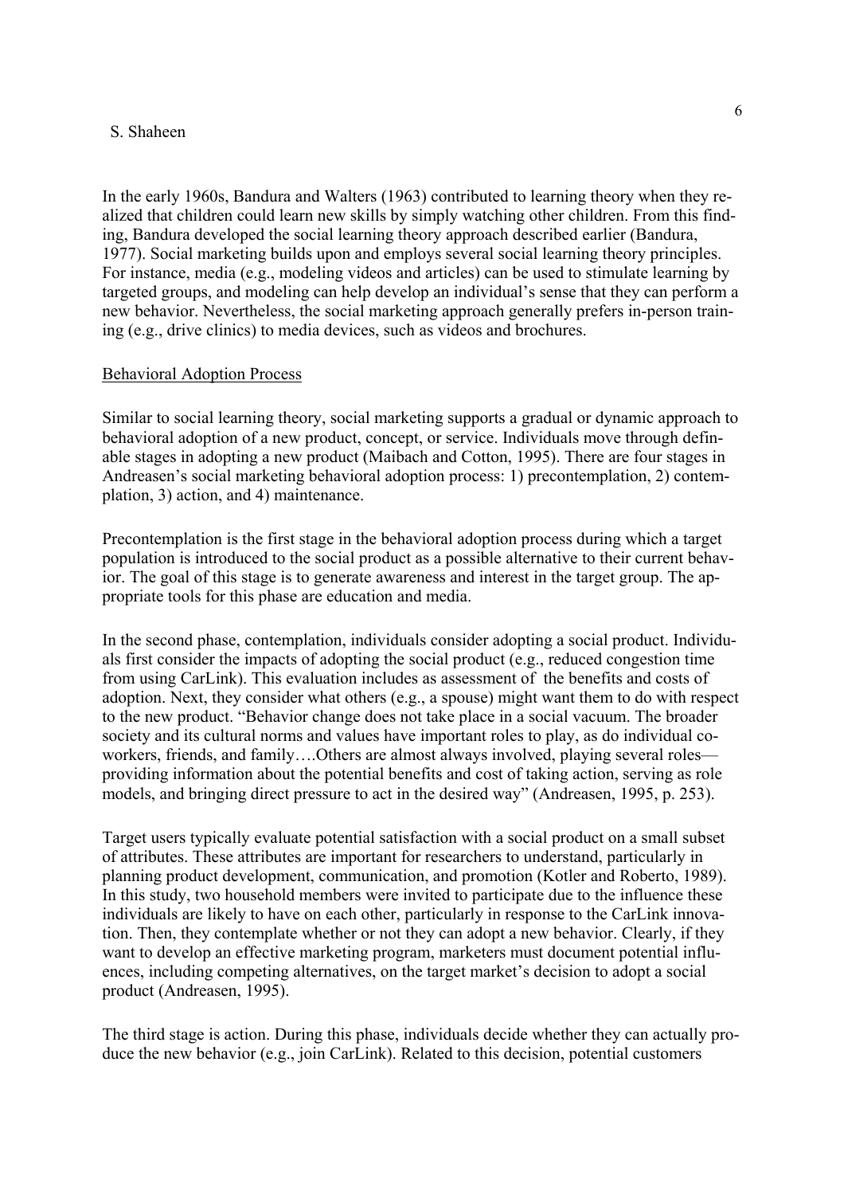In the early 1960s, Bandura and Walters (1963) contributed to learning theory when they realized that children could learn new skills by simply watching other children. From this finding, Bandura developed the social learning theory approach described earlier (Bandura, 1977). Social marketing builds upon and employs several social learning theory principles. For instance, media (e.g., modeling videos and articles) can be used to stimulate learning by targeted groups, and modeling can help develop an individual's sense that they can perform a new behavior. Nevertheless, the social marketing approach generally prefers in-person training (e.g., drive clinics) to media devices, such as videos and brochures.

## Behavioral Adoption Process

Similar to social learning theory, social marketing supports a gradual or dynamic approach to behavioral adoption of a new product, concept, or service. Individuals move through definable stages in adopting a new product (Maibach and Cotton, 1995). There are four stages in Andreasen's social marketing behavioral adoption process: 1) precontemplation, 2) contemplation, 3) action, and 4) maintenance.

Precontemplation is the first stage in the behavioral adoption process during which a target population is introduced to the social product as a possible alternative to their current behavior. The goal of this stage is to generate awareness and interest in the target group. The appropriate tools for this phase are education and media.

In the second phase, contemplation, individuals consider adopting a social product. Individuals first consider the impacts of adopting the social product (e.g., reduced congestion time from using CarLink). This evaluation includes as assessment of the benefits and costs of adoption. Next, they consider what others (e.g., a spouse) might want them to do with respect to the new product. "Behavior change does not take place in a social vacuum. The broader society and its cultural norms and values have important roles to play, as do individual co-workers, friends, and family….Others are almost always involved, playing several roles—providing information about the potential benefits and cost of taking action, serving as role models, and bringing direct pressure to act in the desired way" (Andreasen, 1995, p. 253).

Target users typically evaluate potential satisfaction with a social product on a small subset of attributes. These attributes are important for researchers to understand, particularly in planning product development, communication, and promotion (Kotler and Roberto, 1989). In this study, two household members were invited to participate due to the influence these individuals are likely to have on each other, particularly in response to the CarLink innovation. Then, they contemplate whether or not they can adopt a new behavior. Clearly, if they want to develop an effective marketing program, marketers must document potential influences, including competing alternatives, on the target market's decision to adopt a social product (Andreasen, 1995).

The third stage is action. During this phase, individuals decide whether they can actually produce the new behavior (e.g., join CarLink). Related to this decision, potential customers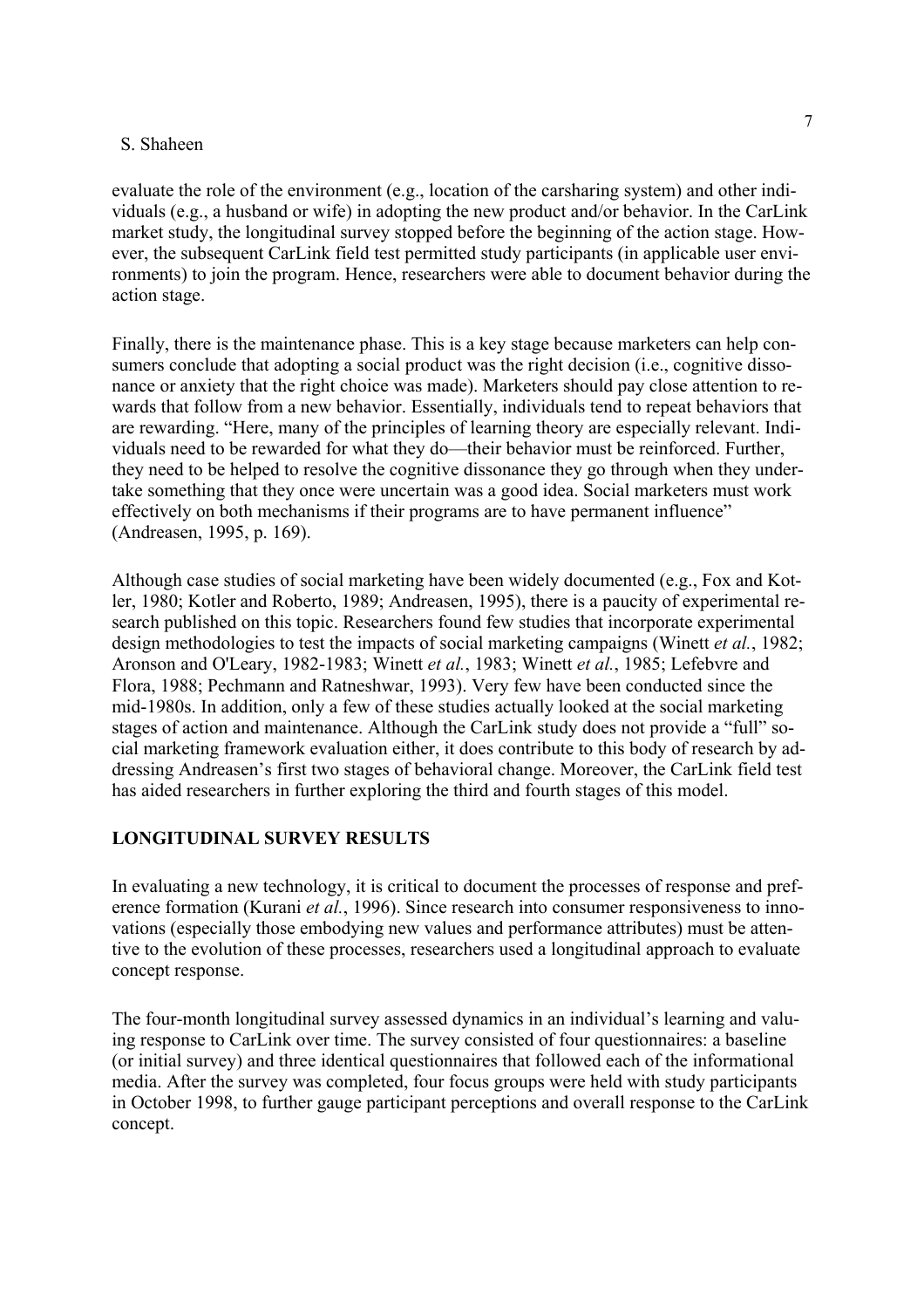evaluate the role of the environment (e.g., location of the carsharing system) and other individuals (e.g., a husband or wife) in adopting the new product and/or behavior. In the CarLink market study, the longitudinal survey stopped before the beginning of the action stage. However, the subsequent CarLink field test permitted study participants (in applicable user environments) to join the program. Hence, researchers were able to document behavior during the action stage.

Finally, there is the maintenance phase. This is a key stage because marketers can help consumers conclude that adopting a social product was the right decision (i.e., cognitive dissonance or anxiety that the right choice was made). Marketers should pay close attention to rewards that follow from a new behavior. Essentially, individuals tend to repeat behaviors that are rewarding. "Here, many of the principles of learning theory are especially relevant. Individuals need to be rewarded for what they do—their behavior must be reinforced. Further, they need to be helped to resolve the cognitive dissonance they go through when they undertake something that they once were uncertain was a good idea. Social marketers must work effectively on both mechanisms if their programs are to have permanent influence" (Andreasen, 1995, p. 169).

Although case studies of social marketing have been widely documented (e.g., Fox and Kotler, 1980; Kotler and Roberto, 1989; Andreasen, 1995), there is a paucity of experimental research published on this topic. Researchers found few studies that incorporate experimental design methodologies to test the impacts of social marketing campaigns (Winett *et al.*, 1982; Aronson and O'Leary, 1982-1983; Winett *et al.*, 1983; Winett *et al.*, 1985; Lefebvre and Flora, 1988; Pechmann and Ratneshwar, 1993). Very few have been conducted since the mid-1980s. In addition, only a few of these studies actually looked at the social marketing stages of action and maintenance. Although the CarLink study does not provide a "full" social marketing framework evaluation either, it does contribute to this body of research by addressing Andreasen's first two stages of behavioral change. Moreover, the CarLink field test has aided researchers in further exploring the third and fourth stages of this model.

## LONGITUDINAL SURVEY RESULTS

In evaluating a new technology, it is critical to document the processes of response and preference formation (Kurani *et al.*, 1996). Since research into consumer responsiveness to innovations (especially those embodying new values and performance attributes) must be attentive to the evolution of these processes, researchers used a longitudinal approach to evaluate concept response.

The four-month longitudinal survey assessed dynamics in an individual's learning and valuing response to CarLink over time. The survey consisted of four questionnaires: a baseline (or initial survey) and three identical questionnaires that followed each of the informational media. After the survey was completed, four focus groups were held with study participants in October 1998, to further gauge participant perceptions and overall response to the CarLink concept.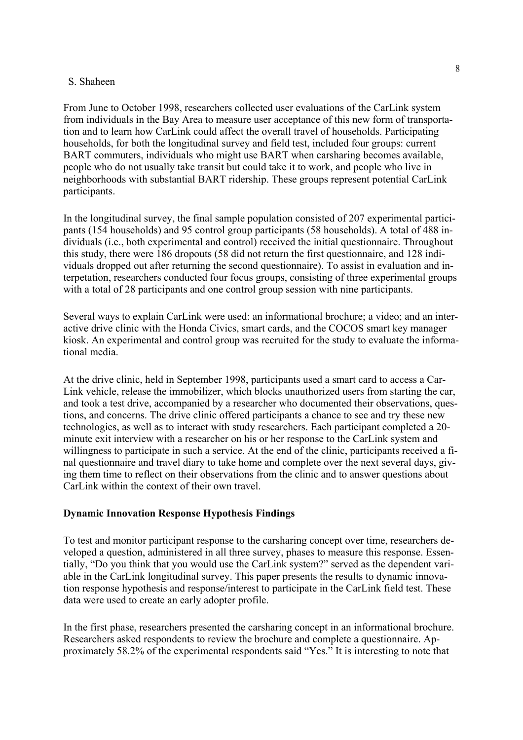From June to October 1998, researchers collected user evaluations of the CarLink system from individuals in the Bay Area to measure user acceptance of this new form of transportation and to learn how CarLink could affect the overall travel of households. Participating households, for both the longitudinal survey and field test, included four groups: current BART commuters, individuals who might use BART when carsharing becomes available, people who do not usually take transit but could take it to work, and people who live in neighborhoods with substantial BART ridership. These groups represent potential CarLink participants.

In the longitudinal survey, the final sample population consisted of 207 experimental participants (154 households) and 95 control group participants (58 households). A total of 488 individuals (i.e., both experimental and control) received the initial questionnaire. Throughout this study, there were 186 dropouts (58 did not return the first questionnaire, and 128 individuals dropped out after returning the second questionnaire). To assist in evaluation and interpretation, researchers conducted four focus groups, consisting of three experimental groups with a total of 28 participants and one control group session with nine participants.

Several ways to explain CarLink were used: an informational brochure; a video; and an interactive drive clinic with the Honda Civics, smart cards, and the COCOS smart key manager kiosk. An experimental and control group was recruited for the study to evaluate the informational media.

At the drive clinic, held in September 1998, participants used a smart card to access a CarLink vehicle, release the immobilizer, which blocks unauthorized users from starting the car, and took a test drive, accompanied by a researcher who documented their observations, questions, and concerns. The drive clinic offered participants a chance to see and try these new technologies, as well as to interact with study researchers. Each participant completed a 20-minute exit interview with a researcher on his or her response to the CarLink system and willingness to participate in such a service. At the end of the clinic, participants received a final questionnaire and travel diary to take home and complete over the next several days, giving them time to reflect on their observations from the clinic and to answer questions about CarLink within the context of their own travel.

**Dynamic Innovation Response Hypothesis Findings**

To test and monitor participant response to the carsharing concept over time, researchers developed a question, administered in all three survey, phases to measure this response. Essentially, "Do you think that you would use the CarLink system?" served as the dependent variable in the CarLink longitudinal survey. This paper presents the results to dynamic innovation response hypothesis and response/interest to participate in the CarLink field test. These data were used to create an early adopter profile.

In the first phase, researchers presented the carsharing concept in an informational brochure. Researchers asked respondents to review the brochure and complete a questionnaire. Approximately 58.2% of the experimental respondents said "Yes." It is interesting to note that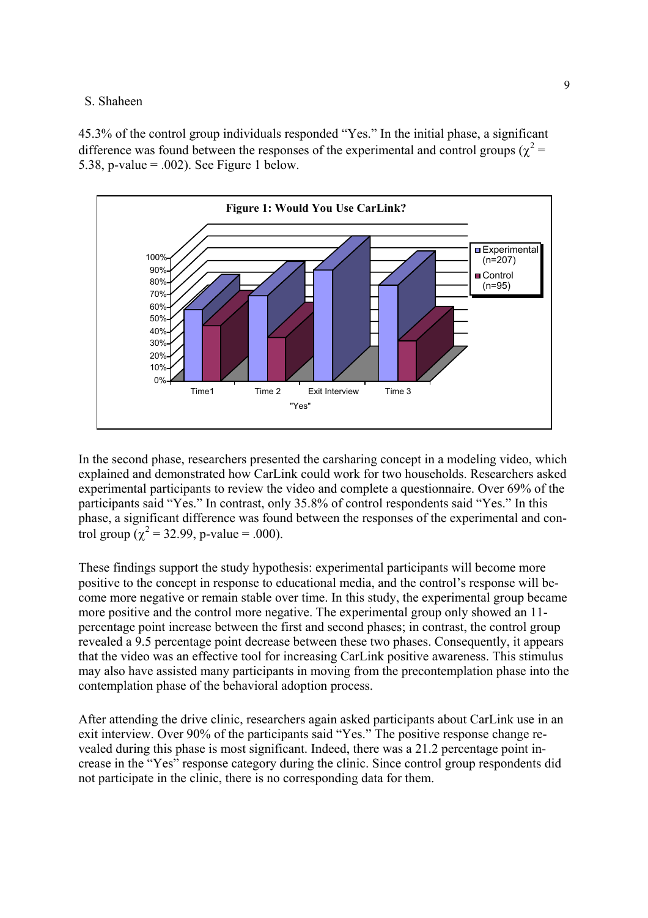45.3% of the control group individuals responded "Yes." In the initial phase, a significant difference was found between the responses of the experimental and control groups ($\chi^2$ = 5.38, p-value = .002). See Figure 1 below.

**Figure 1: Would You Use CarLink?**

In the second phase, researchers presented the carsharing concept in a modeling video, which explained and demonstrated how CarLink could work for two households. Researchers asked experimental participants to review the video and complete a questionnaire. Over 69% of the participants said "Yes." In contrast, only 35.8% of control respondents said "Yes." In this phase, a significant difference was found between the responses of the experimental and control group ($\chi^2$ = 32.99, p-value = .000).

These findings support the study hypothesis: experimental participants will become more positive to the concept in response to educational media, and the control's response will become more negative or remain stable over time. In this study, the experimental group became more positive and the control more negative. The experimental group only showed an 11-percentage point increase between the first and second phases; in contrast, the control group revealed a 9.5 percentage point decrease between these two phases. Consequently, it appears that the video was an effective tool for increasing CarLink positive awareness. This stimulus may also have assisted many participants in moving from the precontemplation phase into the contemplation phase of the behavioral adoption process.

After attending the drive clinic, researchers again asked participants about CarLink use in an exit interview. Over 90% of the participants said "Yes." The positive response change revealed during this phase is most significant. Indeed, there was a 21.2 percentage point increase in the "Yes" response category during the clinic. Since control group respondents did not participate in the clinic, there is no corresponding data for them.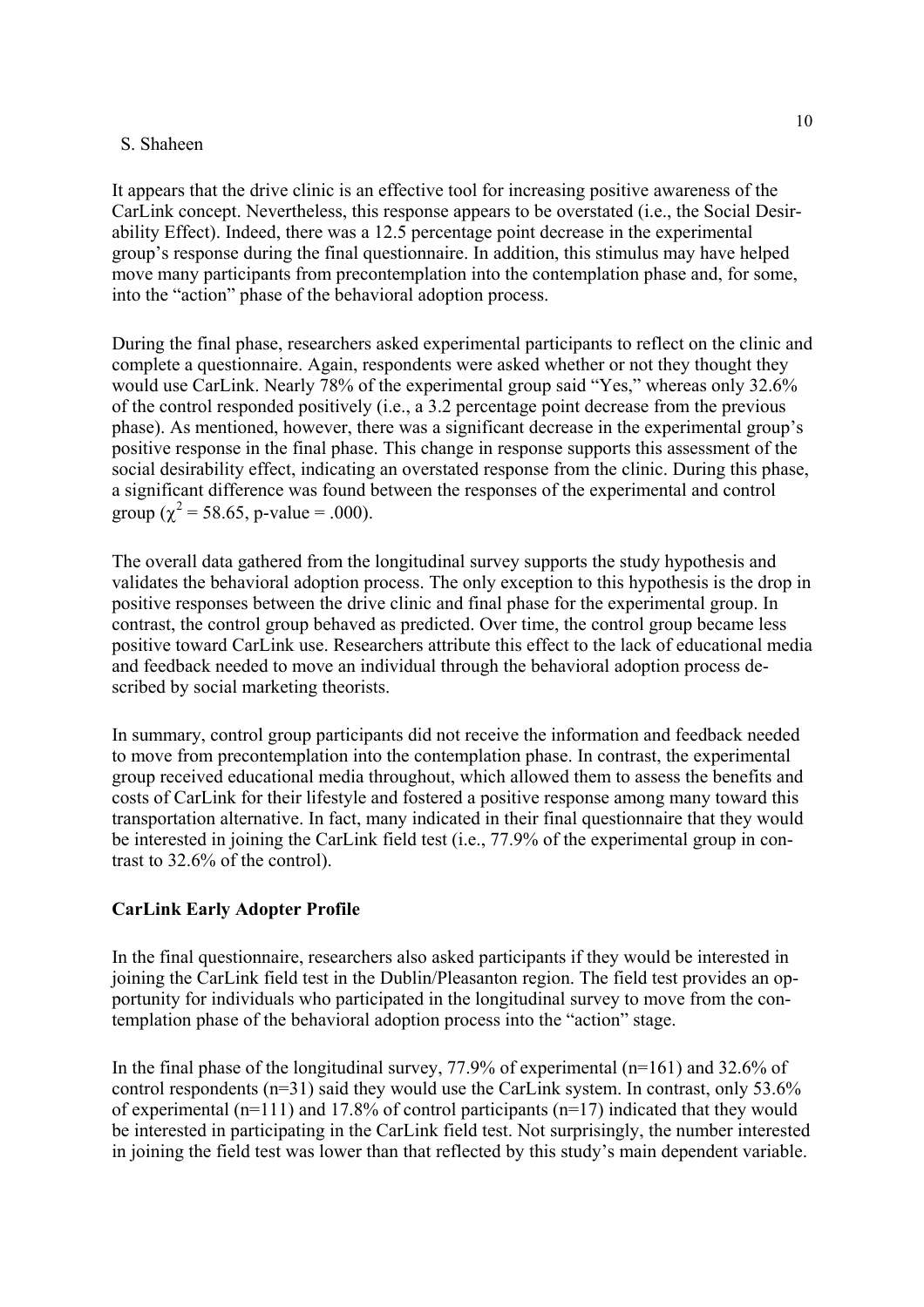It appears that the drive clinic is an effective tool for increasing positive awareness of the CarLink concept. Nevertheless, this response appears to be overstated (i.e., the Social Desirability Effect). Indeed, there was a 12.5 percentage point decrease in the experimental group's response during the final questionnaire. In addition, this stimulus may have helped move many participants from precontemplation into the contemplation phase and, for some, into the "action" phase of the behavioral adoption process.

During the final phase, researchers asked experimental participants to reflect on the clinic and complete a questionnaire. Again, respondents were asked whether or not they thought they would use CarLink. Nearly 78% of the experimental group said "Yes," whereas only 32.6% of the control responded positively (i.e., a 3.2 percentage point decrease from the previous phase). As mentioned, however, there was a significant decrease in the experimental group's positive response in the final phase. This change in response supports this assessment of the social desirability effect, indicating an overstated response from the clinic. During this phase, a significant difference was found between the responses of the experimental and control group ($\chi^2 = 58.65$, p-value = .000).

The overall data gathered from the longitudinal survey supports the study hypothesis and validates the behavioral adoption process. The only exception to this hypothesis is the drop in positive responses between the drive clinic and final phase for the experimental group. In contrast, the control group behaved as predicted. Over time, the control group became less positive toward CarLink use. Researchers attribute this effect to the lack of educational media and feedback needed to move an individual through the behavioral adoption process described by social marketing theorists.

In summary, control group participants did not receive the information and feedback needed to move from precontemplation into the contemplation phase. In contrast, the experimental group received educational media throughout, which allowed them to assess the benefits and costs of CarLink for their lifestyle and fostered a positive response among many toward this transportation alternative. In fact, many indicated in their final questionnaire that they would be interested in joining the CarLink field test (i.e., 77.9% of the experimental group in contrast to 32.6% of the control).

**CarLink Early Adopter Profile**

In the final questionnaire, researchers also asked participants if they would be interested in joining the CarLink field test in the Dublin/Pleasanton region. The field test provides an opportunity for individuals who participated in the longitudinal survey to move from the contemplation phase of the behavioral adoption process into the "action" stage.

In the final phase of the longitudinal survey, 77.9% of experimental (n=161) and 32.6% of control respondents (n=31) said they would use the CarLink system. In contrast, only 53.6% of experimental (n=111) and 17.8% of control participants (n=17) indicated that they would be interested in participating in the CarLink field test. Not surprisingly, the number interested in joining the field test was lower than that reflected by this study's main dependent variable.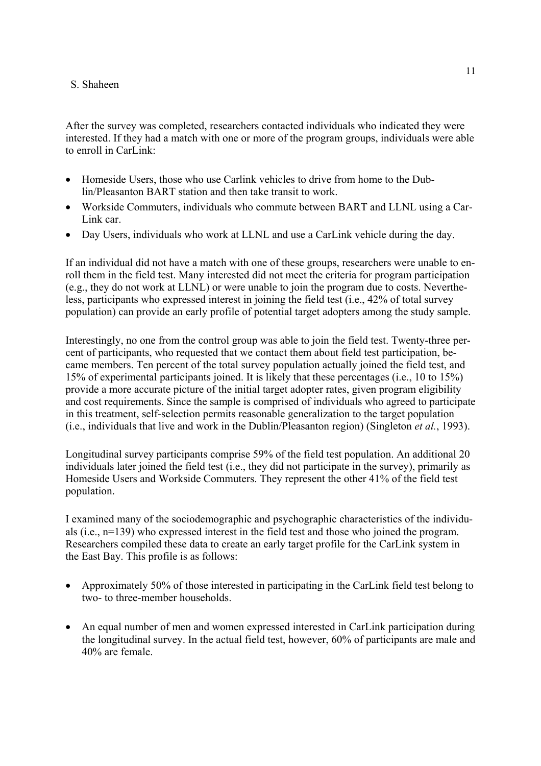After the survey was completed, researchers contacted individuals who indicated they were interested. If they had a match with one or more of the program groups, individuals were able to enroll in CarLink:

- Homeside Users, those who use Carlink vehicles to drive from home to the Dublin/Pleasanton BART station and then take transit to work.
- Workside Commuters, individuals who commute between BART and LLNL using a CarLink car.
- Day Users, individuals who work at LLNL and use a CarLink vehicle during the day.

If an individual did not have a match with one of these groups, researchers were unable to enroll them in the field test. Many interested did not meet the criteria for program participation (e.g., they do not work at LLNL) or were unable to join the program due to costs. Nevertheless, participants who expressed interest in joining the field test (i.e., 42% of total survey population) can provide an early profile of potential target adopters among the study sample.

Interestingly, no one from the control group was able to join the field test. Twenty-three percent of participants, who requested that we contact them about field test participation, became members. Ten percent of the total survey population actually joined the field test, and 15% of experimental participants joined. It is likely that these percentages (i.e., 10 to 15%) provide a more accurate picture of the initial target adopter rates, given program eligibility and cost requirements. Since the sample is comprised of individuals who agreed to participate in this treatment, self-selection permits reasonable generalization to the target population (i.e., individuals that live and work in the Dublin/Pleasanton region) (Singleton *et al.*, 1993).

Longitudinal survey participants comprise 59% of the field test population. An additional 20 individuals later joined the field test (i.e., they did not participate in the survey), primarily as Homeside Users and Workside Commuters. They represent the other 41% of the field test population.

I examined many of the sociodemographic and psychographic characteristics of the individuals (i.e., n=139) who expressed interest in the field test and those who joined the program. Researchers compiled these data to create an early target profile for the CarLink system in the East Bay. This profile is as follows:

- Approximately 50% of those interested in participating in the CarLink field test belong to two- to three-member households.
- An equal number of men and women expressed interested in CarLink participation during the longitudinal survey. In the actual field test, however, 60% of participants are male and 40% are female.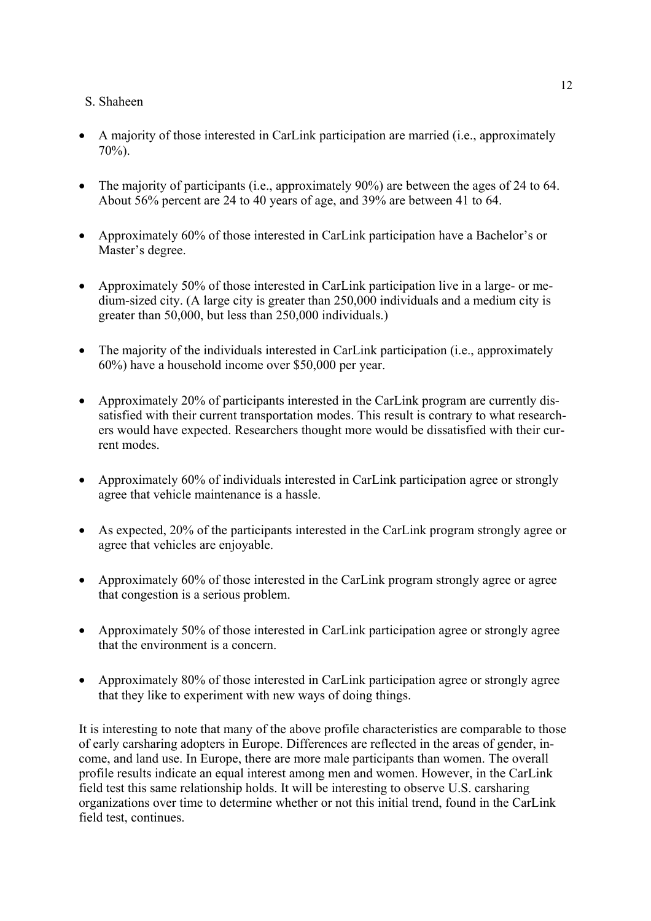- A majority of those interested in CarLink participation are married (i.e., approximately 70%).

- The majority of participants (i.e., approximately 90%) are between the ages of 24 to 64. About 56% percent are 24 to 40 years of age, and 39% are between 41 to 64.

- Approximately 60% of those interested in CarLink participation have a Bachelor's or Master's degree.

- Approximately 50% of those interested in CarLink participation live in a large- or medium-sized city. (A large city is greater than 250,000 individuals and a medium city is greater than 50,000, but less than 250,000 individuals.)

- The majority of the individuals interested in CarLink participation (i.e., approximately 60%) have a household income over $50,000 per year.

- Approximately 20% of participants interested in the CarLink program are currently dissatisfied with their current transportation modes. This result is contrary to what researchers would have expected. Researchers thought more would be dissatisfied with their current modes.

- Approximately 60% of individuals interested in CarLink participation agree or strongly agree that vehicle maintenance is a hassle.

- As expected, 20% of the participants interested in the CarLink program strongly agree or agree that vehicles are enjoyable.

- Approximately 60% of those interested in the CarLink program strongly agree or agree that congestion is a serious problem.

- Approximately 50% of those interested in CarLink participation agree or strongly agree that the environment is a concern.

- Approximately 80% of those interested in CarLink participation agree or strongly agree that they like to experiment with new ways of doing things.

It is interesting to note that many of the above profile characteristics are comparable to those of early carsharing adopters in Europe. Differences are reflected in the areas of gender, income, and land use. In Europe, there are more male participants than women. The overall profile results indicate an equal interest among men and women. However, in the CarLink field test this same relationship holds. It will be interesting to observe U.S. carsharing organizations over time to determine whether or not this initial trend, found in the CarLink field test, continues.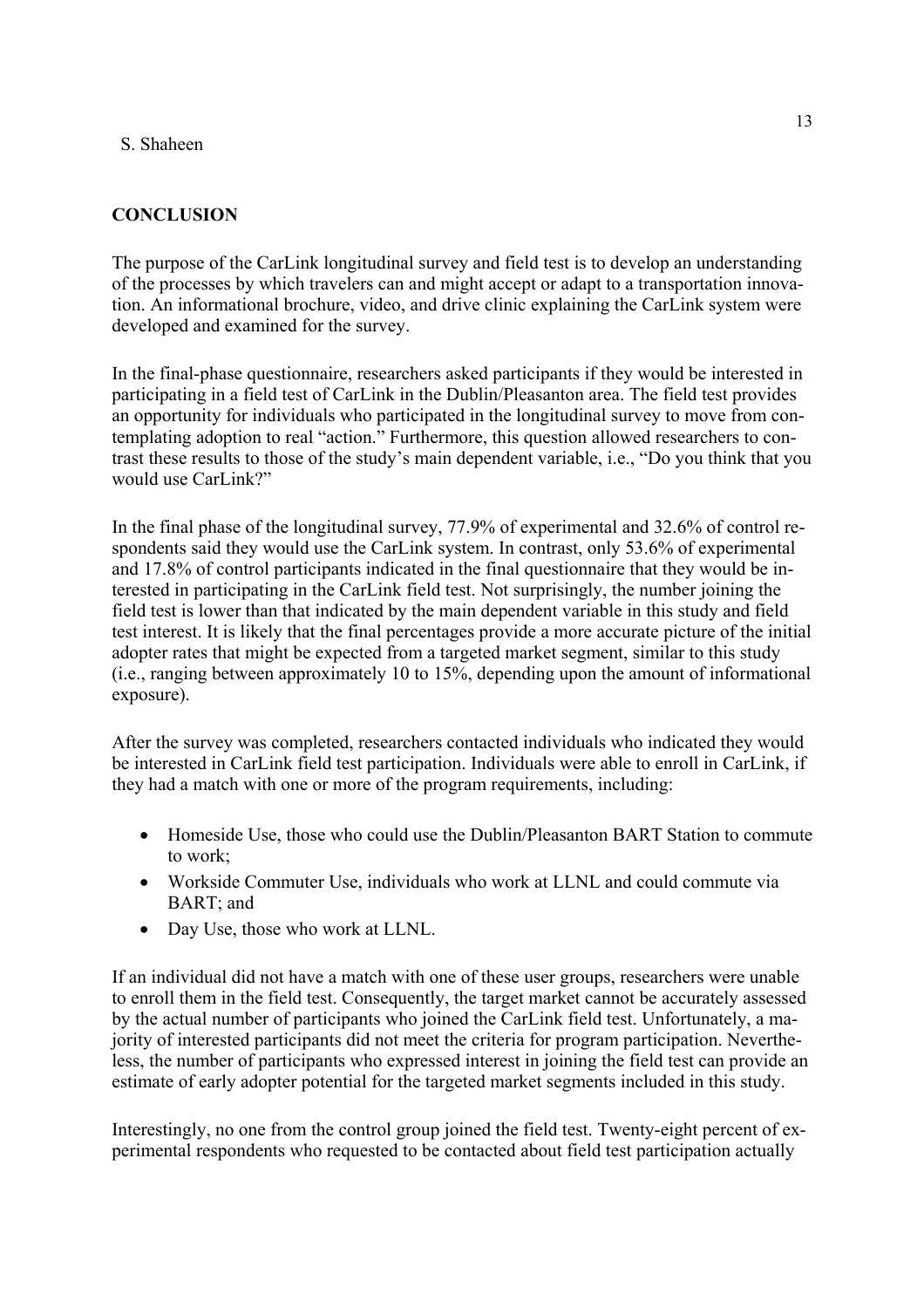## CONCLUSION

The purpose of the CarLink longitudinal survey and field test is to develop an understanding of the processes by which travelers can and might accept or adapt to a transportation innovation. An informational brochure, video, and drive clinic explaining the CarLink system were developed and examined for the survey.

In the final-phase questionnaire, researchers asked participants if they would be interested in participating in a field test of CarLink in the Dublin/Pleasanton area. The field test provides an opportunity for individuals who participated in the longitudinal survey to move from contemplating adoption to real "action." Furthermore, this question allowed researchers to contrast these results to those of the study's main dependent variable, i.e., "Do you think that you would use CarLink?"

In the final phase of the longitudinal survey, 77.9% of experimental and 32.6% of control respondents said they would use the CarLink system. In contrast, only 53.6% of experimental and 17.8% of control participants indicated in the final questionnaire that they would be interested in participating in the CarLink field test. Not surprisingly, the number joining the field test is lower than that indicated by the main dependent variable in this study and field test interest. It is likely that the final percentages provide a more accurate picture of the initial adopter rates that might be expected from a targeted market segment, similar to this study (i.e., ranging between approximately 10 to 15%, depending upon the amount of informational exposure).

After the survey was completed, researchers contacted individuals who indicated they would be interested in CarLink field test participation. Individuals were able to enroll in CarLink, if they had a match with one or more of the program requirements, including:

- Homeside Use, those who could use the Dublin/Pleasanton BART Station to commute to work;
- Workside Commuter Use, individuals who work at LLNL and could commute via BART; and
- Day Use, those who work at LLNL.

If an individual did not have a match with one of these user groups, researchers were unable to enroll them in the field test. Consequently, the target market cannot be accurately assessed by the actual number of participants who joined the CarLink field test. Unfortunately, a majority of interested participants did not meet the criteria for program participation. Nevertheless, the number of participants who expressed interest in joining the field test can provide an estimate of early adopter potential for the targeted market segments included in this study.

Interestingly, no one from the control group joined the field test. Twenty-eight percent of experimental respondents who requested to be contacted about field test participation actually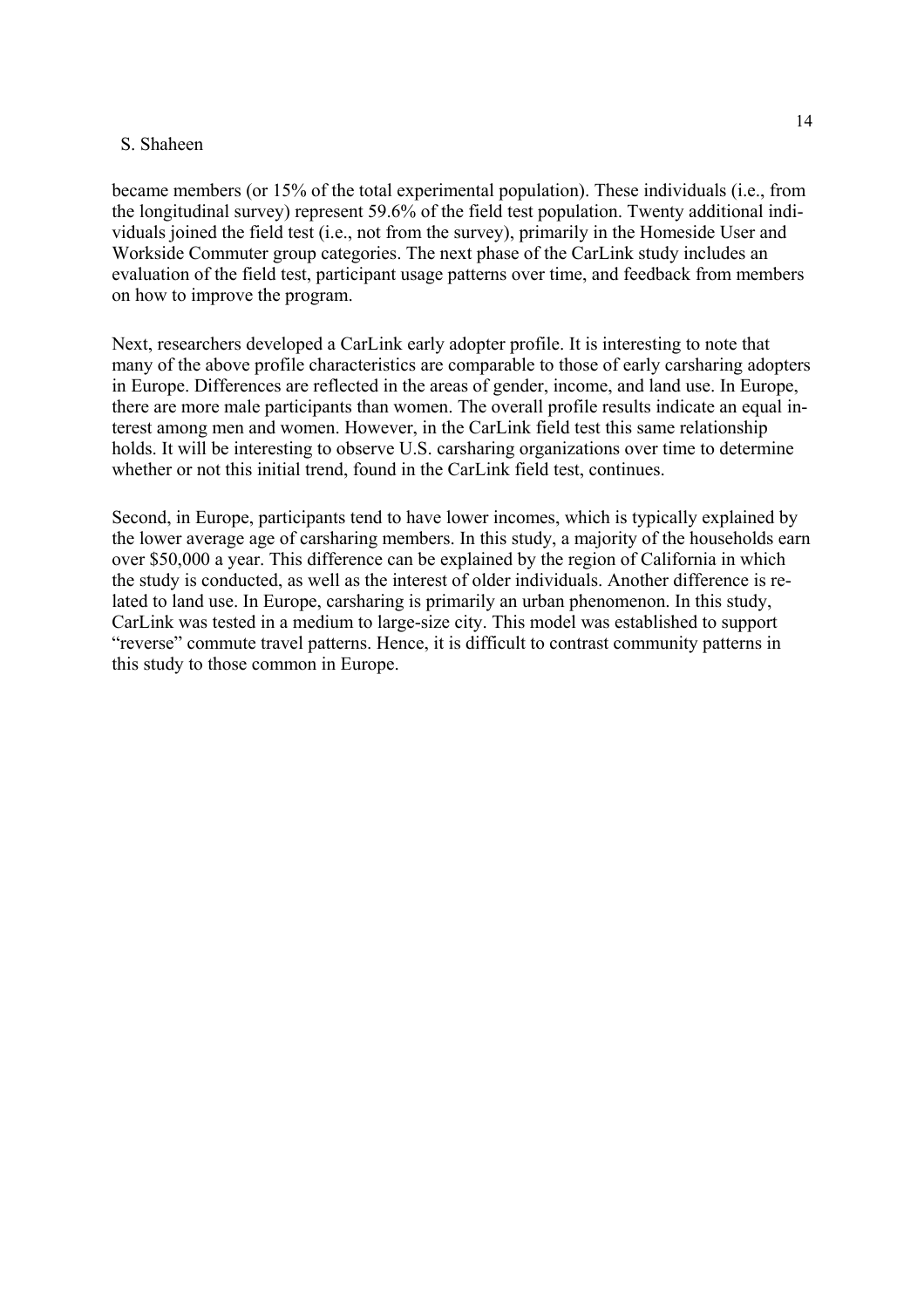became members (or 15% of the total experimental population). These individuals (i.e., from the longitudinal survey) represent 59.6% of the field test population. Twenty additional individuals joined the field test (i.e., not from the survey), primarily in the Homeside User and Workside Commuter group categories. The next phase of the CarLink study includes an evaluation of the field test, participant usage patterns over time, and feedback from members on how to improve the program.

Next, researchers developed a CarLink early adopter profile. It is interesting to note that many of the above profile characteristics are comparable to those of early carsharing adopters in Europe. Differences are reflected in the areas of gender, income, and land use. In Europe, there are more male participants than women. The overall profile results indicate an equal interest among men and women. However, in the CarLink field test this same relationship holds. It will be interesting to observe U.S. carsharing organizations over time to determine whether or not this initial trend, found in the CarLink field test, continues.

Second, in Europe, participants tend to have lower incomes, which is typically explained by the lower average age of carsharing members. In this study, a majority of the households earn over $50,000 a year. This difference can be explained by the region of California in which the study is conducted, as well as the interest of older individuals. Another difference is related to land use. In Europe, carsharing is primarily an urban phenomenon. In this study, CarLink was tested in a medium to large-size city. This model was established to support "reverse" commute travel patterns. Hence, it is difficult to contrast community patterns in this study to those common in Europe.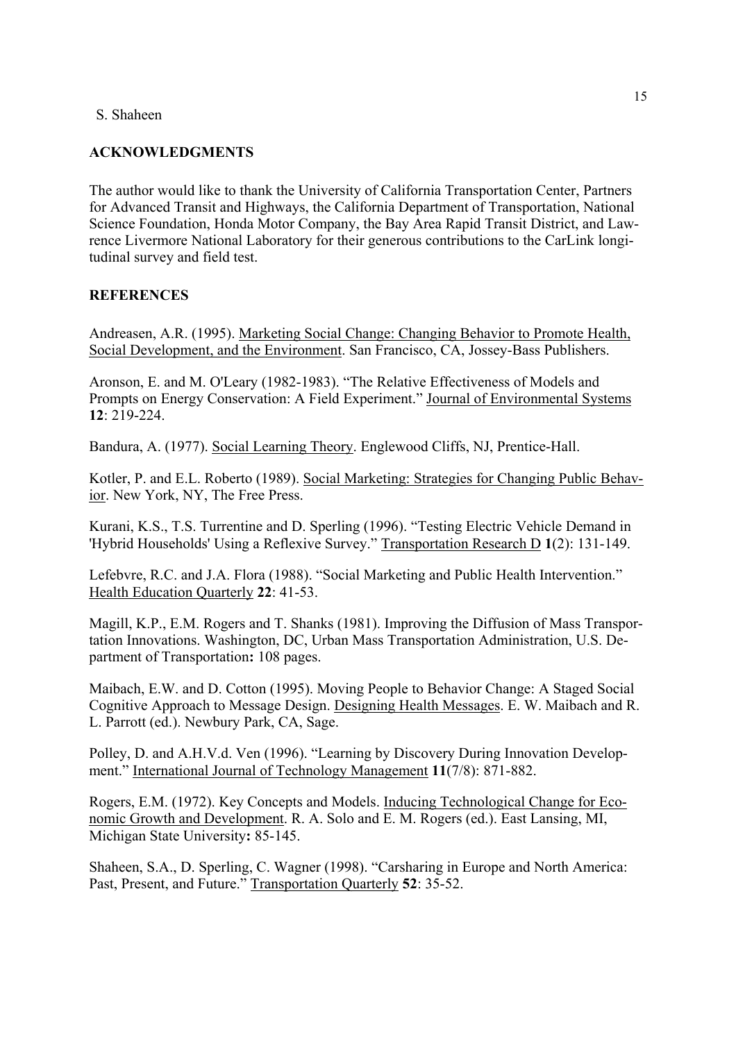## ACKNOWLEDGMENTS

The author would like to thank the University of California Transportation Center, Partners for Advanced Transit and Highways, the California Department of Transportation, National Science Foundation, Honda Motor Company, the Bay Area Rapid Transit District, and Lawrence Livermore National Laboratory for their generous contributions to the CarLink longitudinal survey and field test.

## REFERENCES

Andreasen, A.R. (1995). Marketing Social Change: Changing Behavior to Promote Health, Social Development, and the Environment. San Francisco, CA, Jossey-Bass Publishers.

Aronson, E. and M. O'Leary (1982-1983). "The Relative Effectiveness of Models and Prompts on Energy Conservation: A Field Experiment." Journal of Environmental Systems **12**: 219-224.

Bandura, A. (1977). Social Learning Theory. Englewood Cliffs, NJ, Prentice-Hall.

Kotler, P. and E.L. Roberto (1989). Social Marketing: Strategies for Changing Public Behavior. New York, NY, The Free Press.

Kurani, K.S., T.S. Turrentine and D. Sperling (1996). "Testing Electric Vehicle Demand in 'Hybrid Households' Using a Reflexive Survey." Transportation Research D **1**(2): 131-149.

Lefebvre, R.C. and J.A. Flora (1988). "Social Marketing and Public Health Intervention." Health Education Quarterly **22**: 41-53.

Magill, K.P., E.M. Rogers and T. Shanks (1981). Improving the Diffusion of Mass Transportation Innovations. Washington, DC, Urban Mass Transportation Administration, U.S. Department of Transportation**:** 108 pages.

Maibach, E.W. and D. Cotton (1995). Moving People to Behavior Change: A Staged Social Cognitive Approach to Message Design. Designing Health Messages. E. W. Maibach and R. L. Parrott (ed.). Newbury Park, CA, Sage.

Polley, D. and A.H.V.d. Ven (1996). "Learning by Discovery During Innovation Development." International Journal of Technology Management **11**(7/8): 871-882.

Rogers, E.M. (1972). Key Concepts and Models. Inducing Technological Change for Economic Growth and Development. R. A. Solo and E. M. Rogers (ed.). East Lansing, MI, Michigan State University**:** 85-145.

Shaheen, S.A., D. Sperling, C. Wagner (1998). "Carsharing in Europe and North America: Past, Present, and Future." Transportation Quarterly **52**: 35-52.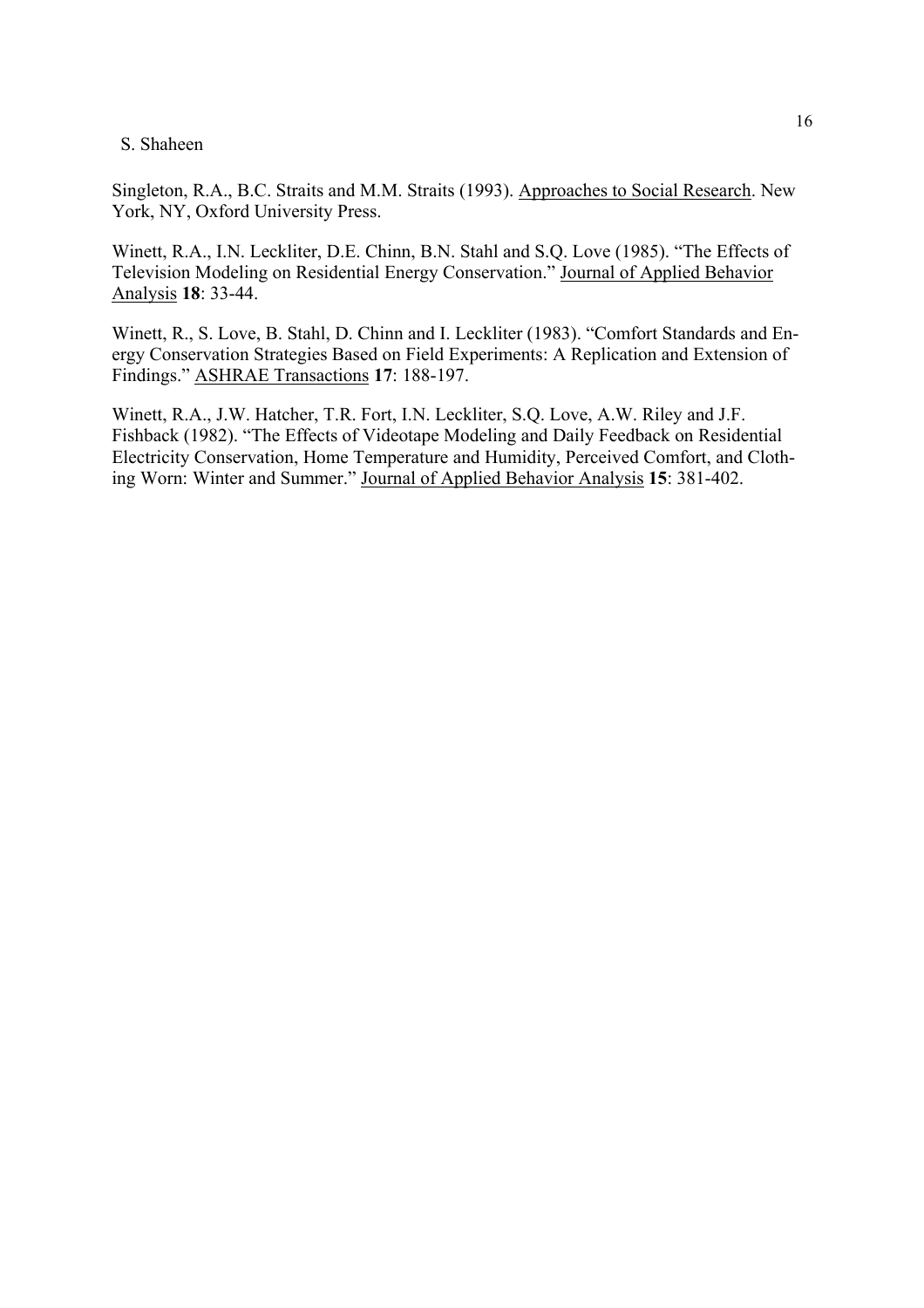Singleton, R.A., B.C. Straits and M.M. Straits (1993). Approaches to Social Research. New York, NY, Oxford University Press.

Winett, R.A., I.N. Leckliter, D.E. Chinn, B.N. Stahl and S.Q. Love (1985). "The Effects of Television Modeling on Residential Energy Conservation." Journal of Applied Behavior Analysis **18**: 33-44.

Winett, R., S. Love, B. Stahl, D. Chinn and I. Leckliter (1983). "Comfort Standards and Energy Conservation Strategies Based on Field Experiments: A Replication and Extension of Findings." ASHRAE Transactions **17**: 188-197.

Winett, R.A., J.W. Hatcher, T.R. Fort, I.N. Leckliter, S.Q. Love, A.W. Riley and J.F. Fishback (1982). "The Effects of Videotape Modeling and Daily Feedback on Residential Electricity Conservation, Home Temperature and Humidity, Perceived Comfort, and Clothing Worn: Winter and Summer." Journal of Applied Behavior Analysis **15**: 381-402.